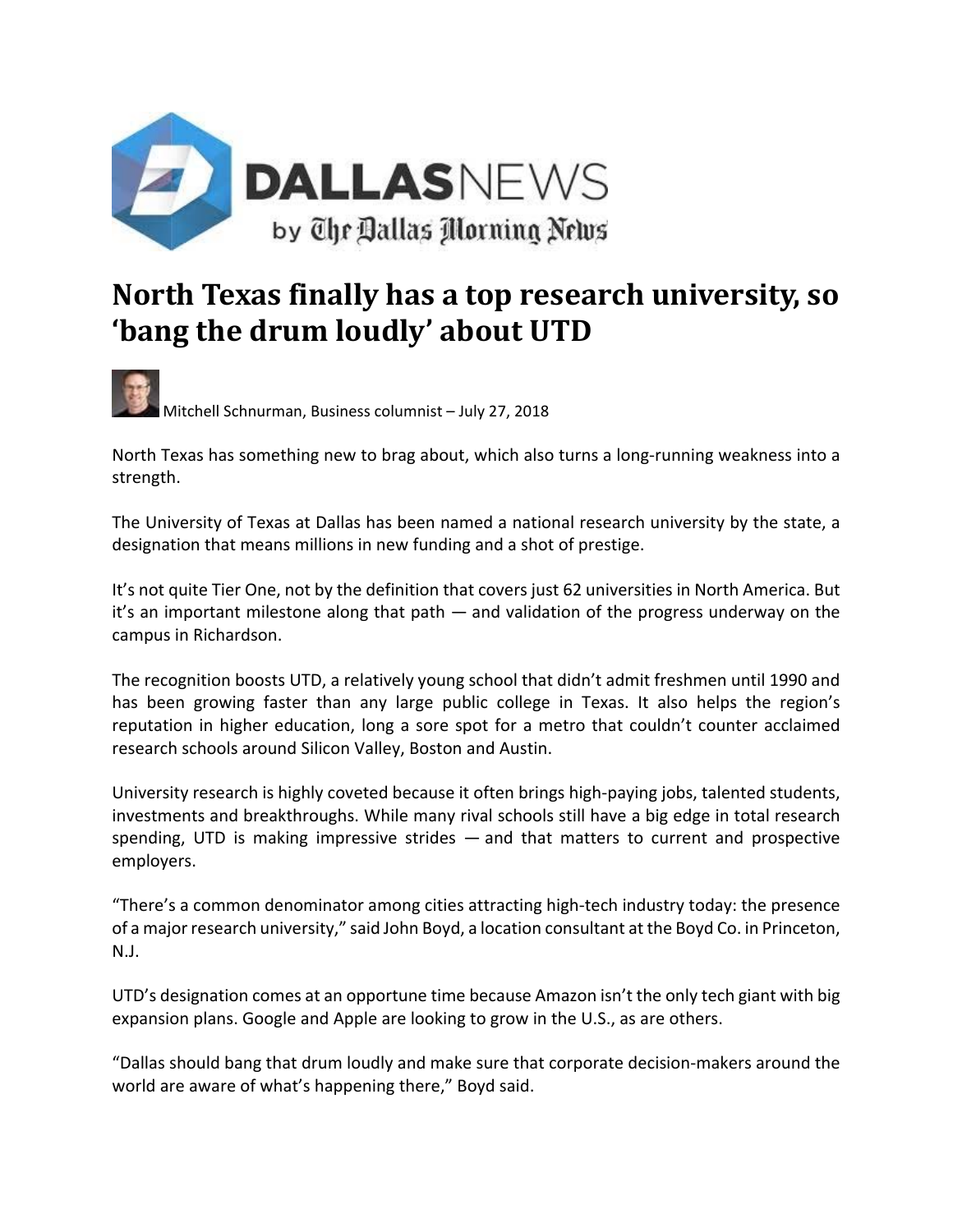DALLASNEWS
by The Dallas Morning News

# North Texas finally has a top research university, so 'bang the drum loudly' about UTD

Mitchell Schnurman, Business columnist – July 27, 2018

North Texas has something new to brag about, which also turns a long-running weakness into a strength.

The University of Texas at Dallas has been named a national research university by the state, a designation that means millions in new funding and a shot of prestige.

It's not quite Tier One, not by the definition that covers just 62 universities in North America. But it's an important milestone along that path — and validation of the progress underway on the campus in Richardson.

The recognition boosts UTD, a relatively young school that didn't admit freshmen until 1990 and has been growing faster than any large public college in Texas. It also helps the region's reputation in higher education, long a sore spot for a metro that couldn't counter acclaimed research schools around Silicon Valley, Boston and Austin.

University research is highly coveted because it often brings high-paying jobs, talented students, investments and breakthroughs. While many rival schools still have a big edge in total research spending, UTD is making impressive strides — and that matters to current and prospective employers.

"There's a common denominator among cities attracting high-tech industry today: the presence of a major research university," said John Boyd, a location consultant at the Boyd Co. in Princeton, N.J.

UTD's designation comes at an opportune time because Amazon isn't the only tech giant with big expansion plans. Google and Apple are looking to grow in the U.S., as are others.

"Dallas should bang that drum loudly and make sure that corporate decision-makers around the world are aware of what's happening there," Boyd said.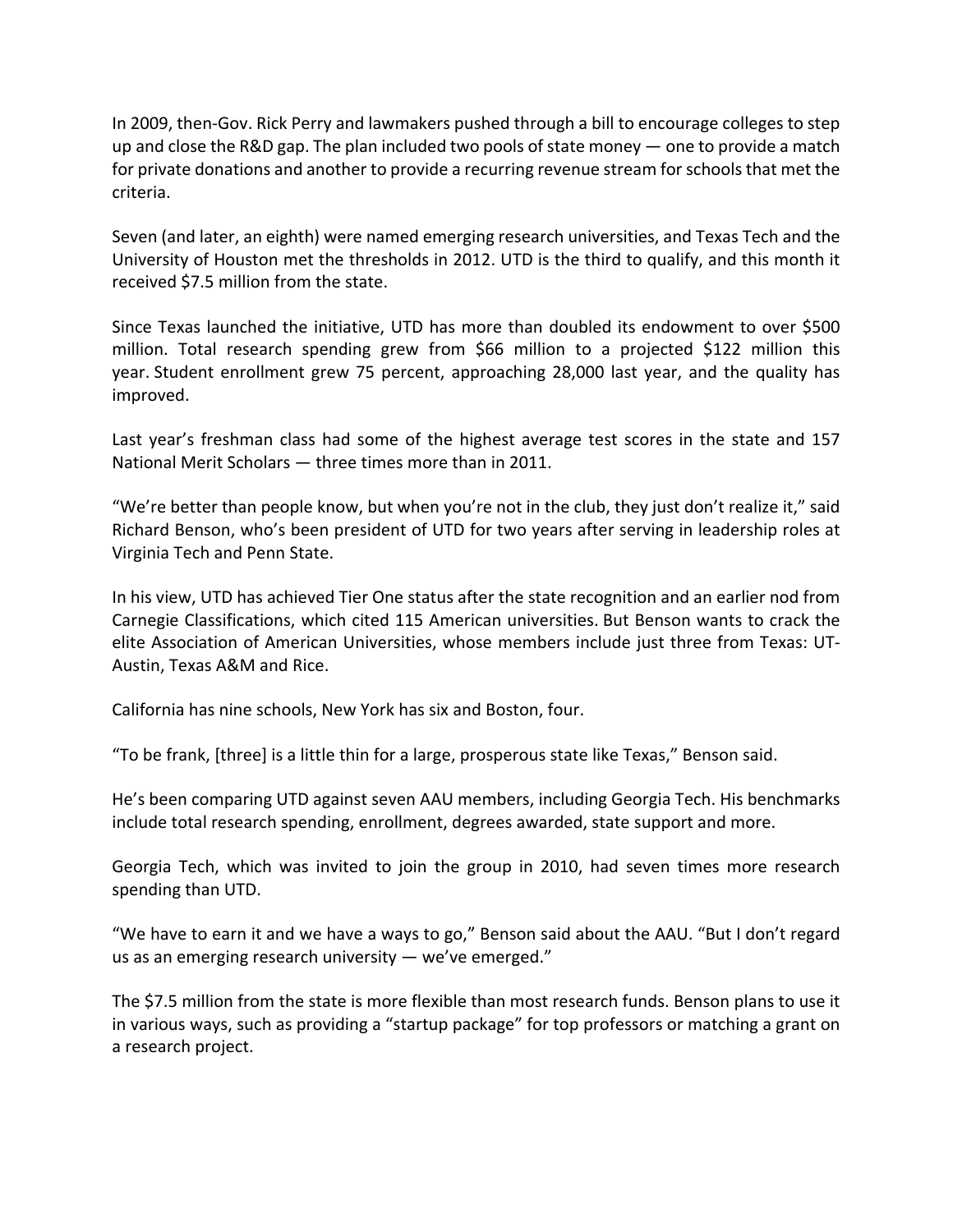In 2009, then-Gov. Rick Perry and lawmakers pushed through a bill to encourage colleges to step up and close the R&D gap. The plan included two pools of state money — one to provide a match for private donations and another to provide a recurring revenue stream for schools that met the criteria.

Seven (and later, an eighth) were named emerging research universities, and Texas Tech and the University of Houston met the thresholds in 2012. UTD is the third to qualify, and this month it received $7.5 million from the state.

Since Texas launched the initiative, UTD has more than doubled its endowment to over $500 million. Total research spending grew from $66 million to a projected $122 million this year. Student enrollment grew 75 percent, approaching 28,000 last year, and the quality has improved.

Last year's freshman class had some of the highest average test scores in the state and 157 National Merit Scholars — three times more than in 2011.

"We're better than people know, but when you're not in the club, they just don't realize it," said Richard Benson, who's been president of UTD for two years after serving in leadership roles at Virginia Tech and Penn State.

In his view, UTD has achieved Tier One status after the state recognition and an earlier nod from Carnegie Classifications, which cited 115 American universities. But Benson wants to crack the elite Association of American Universities, whose members include just three from Texas: UT-Austin, Texas A&M and Rice.

California has nine schools, New York has six and Boston, four.

"To be frank, [three] is a little thin for a large, prosperous state like Texas," Benson said.

He's been comparing UTD against seven AAU members, including Georgia Tech. His benchmarks include total research spending, enrollment, degrees awarded, state support and more.

Georgia Tech, which was invited to join the group in 2010, had seven times more research spending than UTD.

"We have to earn it and we have a ways to go," Benson said about the AAU. "But I don't regard us as an emerging research university — we've emerged."

The $7.5 million from the state is more flexible than most research funds. Benson plans to use it in various ways, such as providing a "startup package" for top professors or matching a grant on a research project.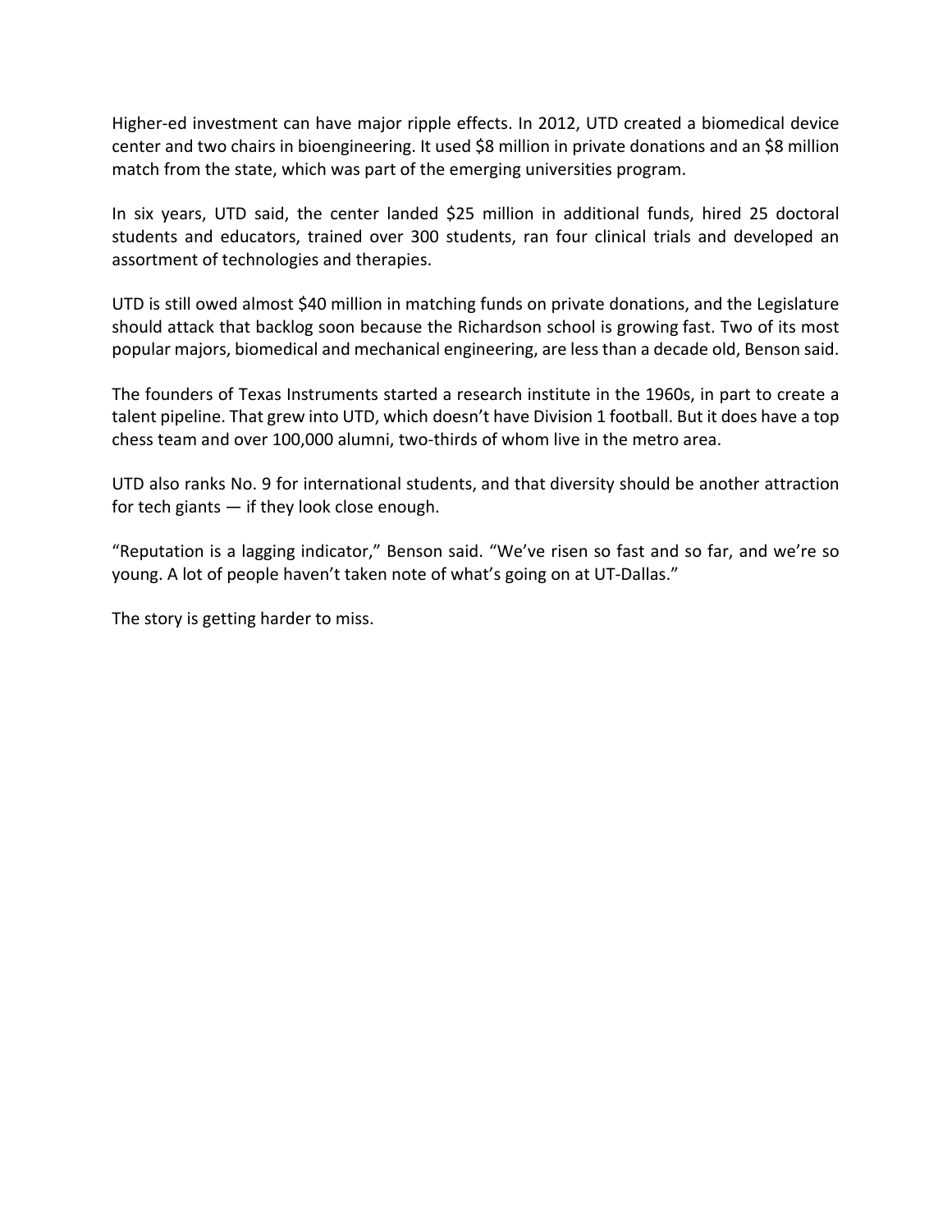Higher-ed investment can have major ripple effects. In 2012, UTD created a biomedical device center and two chairs in bioengineering. It used $8 million in private donations and an $8 million match from the state, which was part of the emerging universities program.

In six years, UTD said, the center landed $25 million in additional funds, hired 25 doctoral students and educators, trained over 300 students, ran four clinical trials and developed an assortment of technologies and therapies.

UTD is still owed almost $40 million in matching funds on private donations, and the Legislature should attack that backlog soon because the Richardson school is growing fast. Two of its most popular majors, biomedical and mechanical engineering, are less than a decade old, Benson said.

The founders of Texas Instruments started a research institute in the 1960s, in part to create a talent pipeline. That grew into UTD, which doesn't have Division 1 football. But it does have a top chess team and over 100,000 alumni, two-thirds of whom live in the metro area.

UTD also ranks No. 9 for international students, and that diversity should be another attraction for tech giants — if they look close enough.

"Reputation is a lagging indicator," Benson said. "We've risen so fast and so far, and we're so young. A lot of people haven't taken note of what's going on at UT-Dallas."

The story is getting harder to miss.